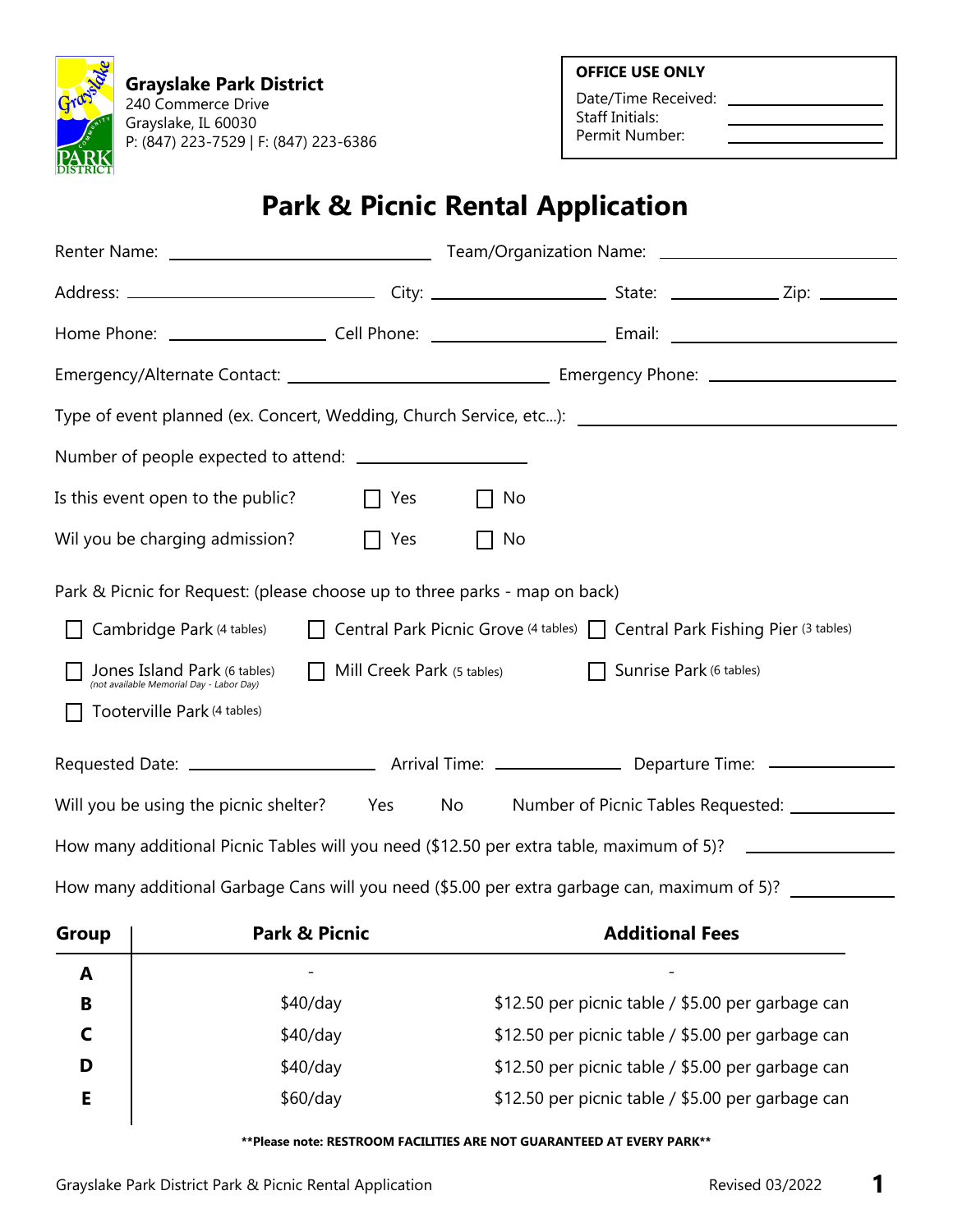**Grayslake Park District**
240 Commerce Drive
Grayslake, IL 60030
P: (847) 223-7529 | F: (847) 223-6386

**OFFICE USE ONLY**
Date/Time Received: ______________
Staff Initials: ______________
Permit Number: ______________

# Park & Picnic Rental Application

Renter Name: ______________________ Team/Organization Name: ______________________

Address: ______________________ City: ______________ State: __________ Zip: ________

Home Phone: ______________ Cell Phone: ______________ Email: ______________________

Emergency/Alternate Contact: ______________________ Emergency Phone: ______________

Type of event planned (ex. Concert, Wedding, Church Service, etc...): ______________________

Number of people expected to attend: ______________

Is this event open to the public? ☐ Yes ☐ No

Wil you be charging admission? ☐ Yes ☐ No

Park & Picnic for Request: (please choose up to three parks - map on back)

- ☐ Cambridge Park (4 tables)
- ☐ Central Park Picnic Grove (4 tables)
- ☐ Central Park Fishing Pier (3 tables)
- ☐ Jones Island Park (6 tables) *(not available Memorial Day - Labor Day)*
- ☐ Mill Creek Park (5 tables)
- ☐ Sunrise Park (6 tables)
- ☐ Tooterville Park (4 tables)

Requested Date: ______________ Arrival Time: ______________ Departure Time: ______________

Will you be using the picnic shelter? Yes No Number of Picnic Tables Requested: __________

How many additional Picnic Tables will you need ($12.50 per extra table, maximum of 5)? __________

How many additional Garbage Cans will you need ($5.00 per extra garbage can, maximum of 5)? __________

| Group | Park & Picnic | Additional Fees |
|---|---|---|
| A | - | - |
| B | $40/day | $12.50 per picnic table / $5.00 per garbage can |
| C | $40/day | $12.50 per picnic table / $5.00 per garbage can |
| D | $40/day | $12.50 per picnic table / $5.00 per garbage can |
| E | $60/day | $12.50 per picnic table / $5.00 per garbage can |

**\*\*Please note: RESTROOM FACILITIES ARE NOT GUARANTEED AT EVERY PARK\*\***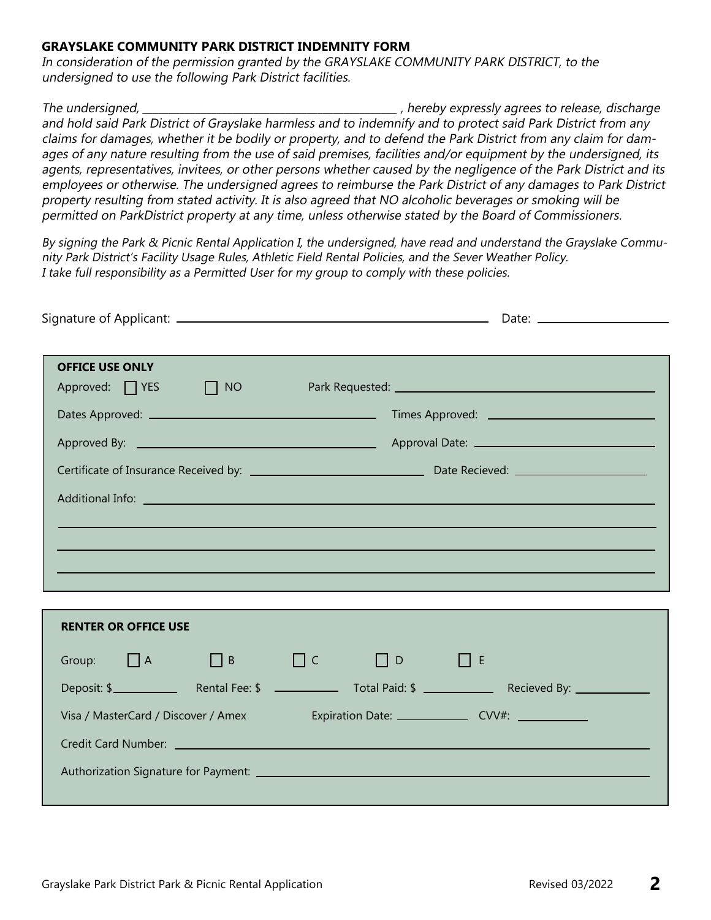**GRAYSLAKE COMMUNITY PARK DISTRICT INDEMNITY FORM**

*In consideration of the permission granted by the GRAYSLAKE COMMUNITY PARK DISTRICT, to the undersigned to use the following Park District facilities.*

*The undersigned, ________________________________________, hereby expressly agrees to release, discharge and hold said Park District of Grayslake harmless and to indemnify and to protect said Park District from any claims for damages, whether it be bodily or property, and to defend the Park District from any claim for damages of any nature resulting from the use of said premises, facilities and/or equipment by the undersigned, its agents, representatives, invitees, or other persons whether caused by the negligence of the Park District and its employees or otherwise. The undersigned agrees to reimburse the Park District of any damages to Park District property resulting from stated activity. It is also agreed that NO alcoholic beverages or smoking will be permitted on ParkDistrict property at any time, unless otherwise stated by the Board of Commissioners.*

*By signing the Park & Picnic Rental Application I, the undersigned, have read and understand the Grayslake Community Park District's Facility Usage Rules, Athletic Field Rental Policies, and the Sever Weather Policy. I take full responsibility as a Permitted User for my group to comply with these policies.*

Signature of Applicant: ________________________________________ Date: ____________________

**OFFICE USE ONLY**

Approved: ☐ YES ☐ NO Park Requested: ________________________________

Dates Approved: ________________________________ Times Approved: ________________________

Approved By: ________________________________ Approval Date: ________________________

Certificate of Insurance Received by: ________________________ Date Recieved: ____________________

Additional Info: ____________________________________________________________

____________________________________________________________

____________________________________________________________

____________________________________________________________

**RENTER OR OFFICE USE**

Group: ☐ A ☐ B ☐ C ☐ D ☐ E

Deposit: $__________ Rental Fee: $ __________ Total Paid: $ __________ Recieved By: __________

Visa / MasterCard / Discover / Amex Expiration Date: __________ CVV#: __________

Credit Card Number: ____________________________________________________________

Authorization Signature for Payment: ____________________________________________________________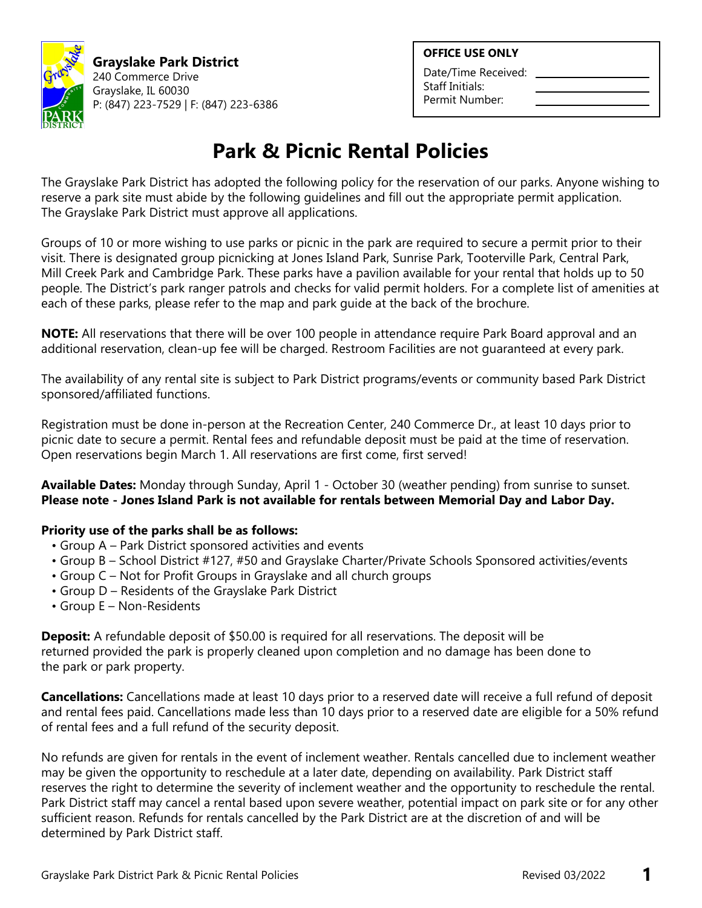**Grayslake Park District**
240 Commerce Drive
Grayslake, IL 60030
P: (847) 223-7529 | F: (847) 223-6386

**OFFICE USE ONLY**

Date/Time Received: \_\_\_\_\_\_\_\_\_\_\_\_
Staff Initials: \_\_\_\_\_\_\_\_\_\_\_\_
Permit Number: \_\_\_\_\_\_\_\_\_\_\_\_

# Park & Picnic Rental Policies

The Grayslake Park District has adopted the following policy for the reservation of our parks. Anyone wishing to reserve a park site must abide by the following guidelines and fill out the appropriate permit application. The Grayslake Park District must approve all applications.

Groups of 10 or more wishing to use parks or picnic in the park are required to secure a permit prior to their visit. There is designated group picnicking at Jones Island Park, Sunrise Park, Tooterville Park, Central Park, Mill Creek Park and Cambridge Park. These parks have a pavilion available for your rental that holds up to 50 people. The District's park ranger patrols and checks for valid permit holders. For a complete list of amenities at each of these parks, please refer to the map and park guide at the back of the brochure.

**NOTE:** All reservations that there will be over 100 people in attendance require Park Board approval and an additional reservation, clean-up fee will be charged. Restroom Facilities are not guaranteed at every park.

The availability of any rental site is subject to Park District programs/events or community based Park District sponsored/affiliated functions.

Registration must be done in-person at the Recreation Center, 240 Commerce Dr., at least 10 days prior to picnic date to secure a permit. Rental fees and refundable deposit must be paid at the time of reservation. Open reservations begin March 1. All reservations are first come, first served!

**Available Dates:** Monday through Sunday, April 1 - October 30 (weather pending) from sunrise to sunset.
**Please note - Jones Island Park is not available for rentals between Memorial Day and Labor Day.**

**Priority use of the parks shall be as follows:**

- Group A – Park District sponsored activities and events
- Group B – School District #127, #50 and Grayslake Charter/Private Schools Sponsored activities/events
- Group C – Not for Profit Groups in Grayslake and all church groups
- Group D – Residents of the Grayslake Park District
- Group E – Non-Residents

**Deposit:** A refundable deposit of $50.00 is required for all reservations. The deposit will be returned provided the park is properly cleaned upon completion and no damage has been done to the park or park property.

**Cancellations:** Cancellations made at least 10 days prior to a reserved date will receive a full refund of deposit and rental fees paid. Cancellations made less than 10 days prior to a reserved date are eligible for a 50% refund of rental fees and a full refund of the security deposit.

No refunds are given for rentals in the event of inclement weather. Rentals cancelled due to inclement weather may be given the opportunity to reschedule at a later date, depending on availability. Park District staff reserves the right to determine the severity of inclement weather and the opportunity to reschedule the rental. Park District staff may cancel a rental based upon severe weather, potential impact on park site or for any other sufficient reason. Refunds for rentals cancelled by the Park District are at the discretion of and will be determined by Park District staff.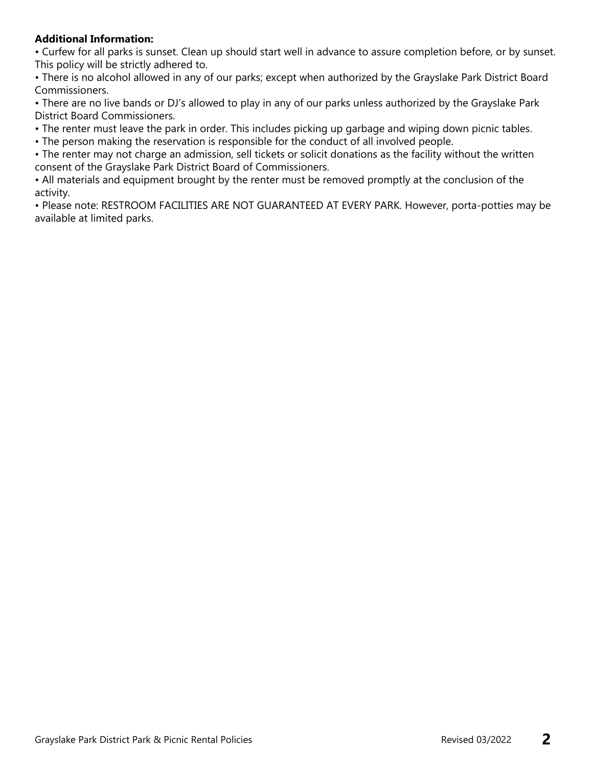**Additional Information:**

- Curfew for all parks is sunset. Clean up should start well in advance to assure completion before, or by sunset. This policy will be strictly adhered to.
- There is no alcohol allowed in any of our parks; except when authorized by the Grayslake Park District Board Commissioners.
- There are no live bands or DJ's allowed to play in any of our parks unless authorized by the Grayslake Park District Board Commissioners.
- The renter must leave the park in order. This includes picking up garbage and wiping down picnic tables.
- The person making the reservation is responsible for the conduct of all involved people.
- The renter may not charge an admission, sell tickets or solicit donations as the facility without the written consent of the Grayslake Park District Board of Commissioners.
- All materials and equipment brought by the renter must be removed promptly at the conclusion of the activity.
- Please note: RESTROOM FACILITIES ARE NOT GUARANTEED AT EVERY PARK. However, porta-potties may be available at limited parks.